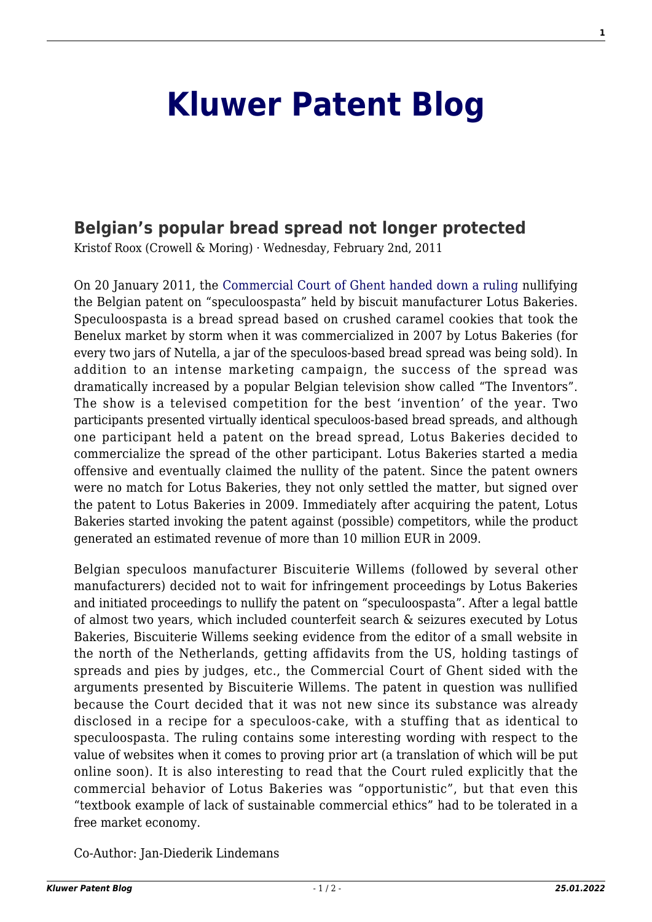# Kluwer Patent Blog

## Belgian's popular bread spread not longer protected

Kristof Roox (Crowell & Moring) · Wednesday, February 2nd, 2011

On 20 January 2011, the Commercial Court of Ghent handed down a ruling nullifying the Belgian patent on "speculoospasta" held by biscuit manufacturer Lotus Bakeries. Speculoospasta is a bread spread based on crushed caramel cookies that took the Benelux market by storm when it was commercialized in 2007 by Lotus Bakeries (for every two jars of Nutella, a jar of the speculoos-based bread spread was being sold). In addition to an intense marketing campaign, the success of the spread was dramatically increased by a popular Belgian television show called "The Inventors". The show is a televised competition for the best 'invention' of the year. Two participants presented virtually identical speculoos-based bread spreads, and although one participant held a patent on the bread spread, Lotus Bakeries decided to commercialize the spread of the other participant. Lotus Bakeries started a media offensive and eventually claimed the nullity of the patent. Since the patent owners were no match for Lotus Bakeries, they not only settled the matter, but signed over the patent to Lotus Bakeries in 2009. Immediately after acquiring the patent, Lotus Bakeries started invoking the patent against (possible) competitors, while the product generated an estimated revenue of more than 10 million EUR in 2009.

Belgian speculoos manufacturer Biscuiterie Willems (followed by several other manufacturers) decided not to wait for infringement proceedings by Lotus Bakeries and initiated proceedings to nullify the patent on "speculoospasta". After a legal battle of almost two years, which included counterfeit search & seizures executed by Lotus Bakeries, Biscuiterie Willems seeking evidence from the editor of a small website in the north of the Netherlands, getting affidavits from the US, holding tastings of spreads and pies by judges, etc., the Commercial Court of Ghent sided with the arguments presented by Biscuiterie Willems. The patent in question was nullified because the Court decided that it was not new since its substance was already disclosed in a recipe for a speculoos-cake, with a stuffing that as identical to speculoospasta. The ruling contains some interesting wording with respect to the value of websites when it comes to proving prior art (a translation of which will be put online soon). It is also interesting to read that the Court ruled explicitly that the commercial behavior of Lotus Bakeries was "opportunistic", but that even this "textbook example of lack of sustainable commercial ethics" had to be tolerated in a free market economy.

Co-Author: Jan-Diederik Lindemans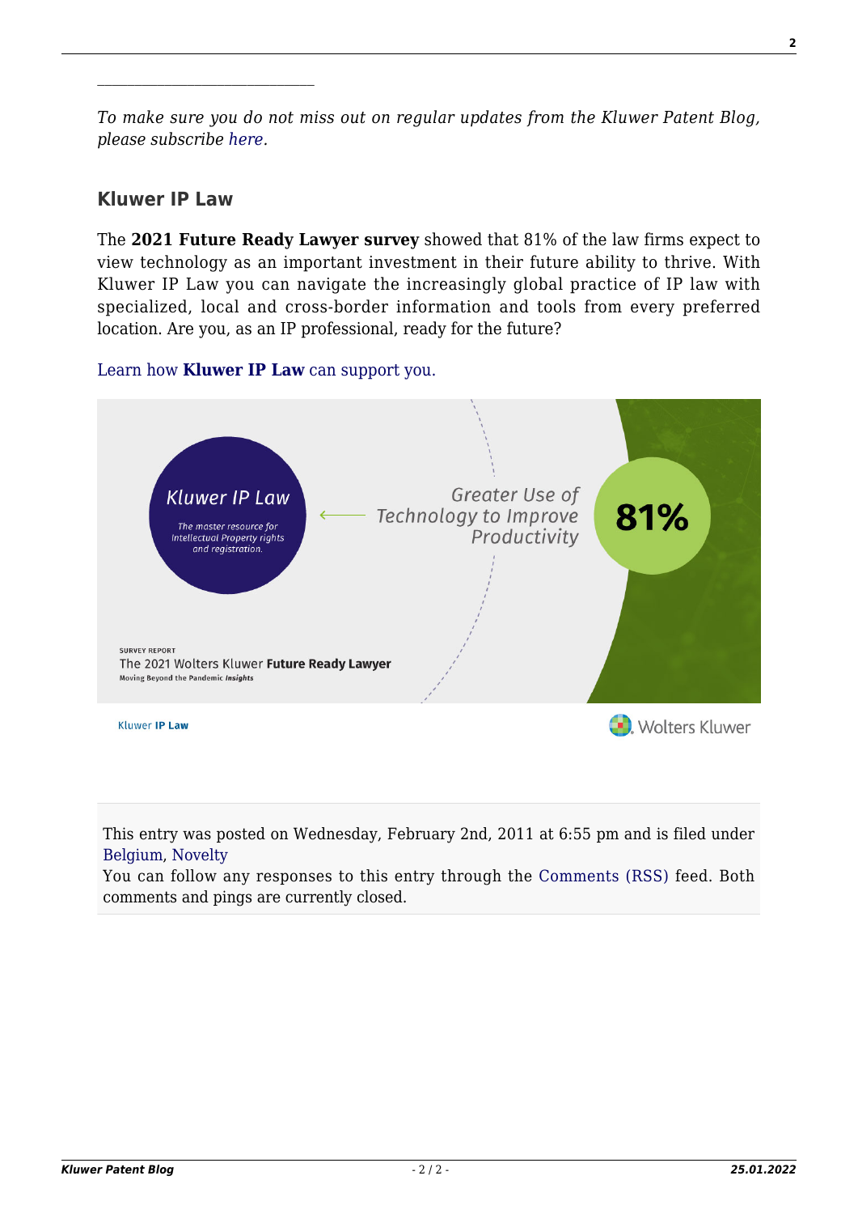---

*To make sure you do not miss out on regular updates from the Kluwer Patent Blog, please subscribe here.*

### Kluwer IP Law

The **2021 Future Ready Lawyer survey** showed that 81% of the law firms expect to view technology as an important investment in their future ability to thrive. With Kluwer IP Law you can navigate the increasingly global practice of IP law with specialized, local and cross-border information and tools from every preferred location. Are you, as an IP professional, ready for the future?

Learn how **Kluwer IP Law** can support you.

Kluwer IP Law

The master resource for Intellectual Property rights and registration.

Greater Use of Technology to Improve Productivity

81%

SURVEY REPORT

The 2021 Wolters Kluwer **Future Ready Lawyer**

Moving Beyond the Pandemic *Insights*

Kluwer **IP Law**

Wolters Kluwer

---

This entry was posted on Wednesday, February 2nd, 2011 at 6:55 pm and is filed under Belgium, Novelty

You can follow any responses to this entry through the Comments (RSS) feed. Both comments and pings are currently closed.